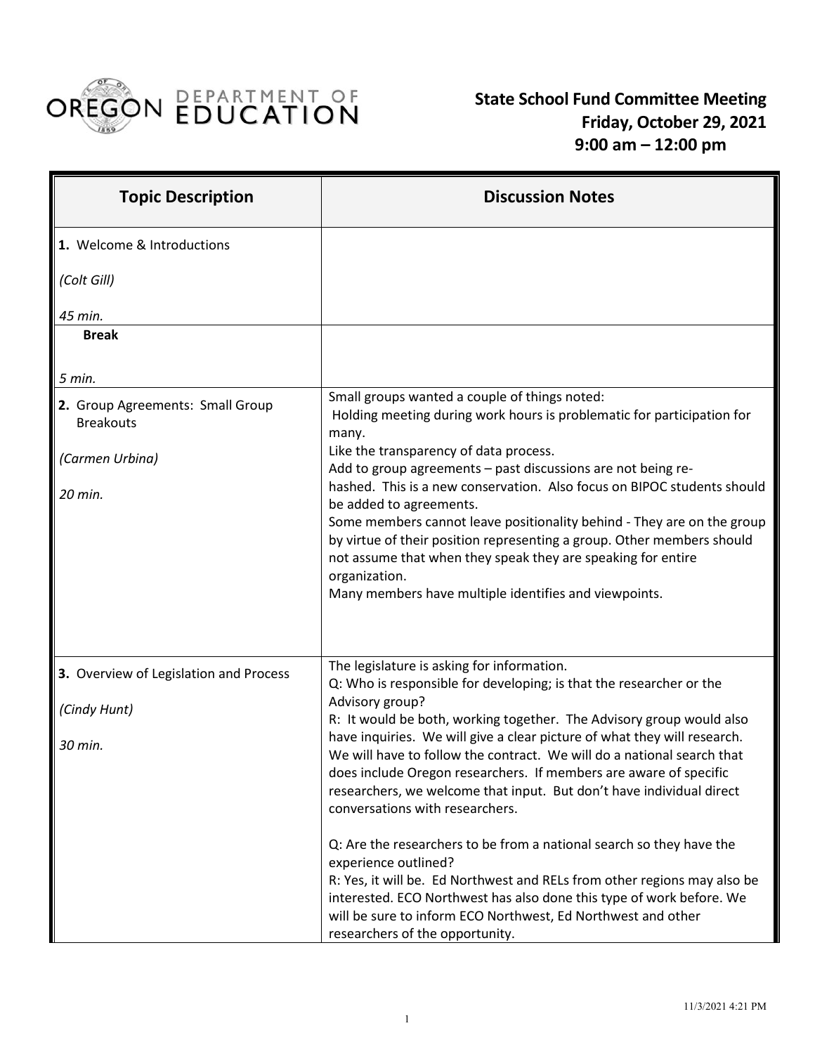# State School Fund Committee Meeting

**Friday, October 29, 2021**

**9:00 am – 12:00 pm**

| Topic Description | Discussion Notes |
|---|---|
| **1.** Welcome & Introductions<br><br>*(Colt Gill)*<br><br>*45 min.* | |
| **Break**<br><br>*5 min.* | |
| **2.** Group Agreements: Small Group Breakouts<br><br>*(Carmen Urbina)*<br><br>*20 min.* | Small groups wanted a couple of things noted:<br>Holding meeting during work hours is problematic for participation for many.<br>Like the transparency of data process.<br>Add to group agreements – past discussions are not being re-hashed. This is a new conservation. Also focus on BIPOC students should be added to agreements.<br>Some members cannot leave positionality behind - They are on the group by virtue of their position representing a group. Other members should not assume that when they speak they are speaking for entire organization.<br>Many members have multiple identifies and viewpoints. |
| **3.** Overview of Legislation and Process<br><br>*(Cindy Hunt)*<br><br>*30 min.* | The legislature is asking for information.<br>Q: Who is responsible for developing; is that the researcher or the Advisory group?<br>R: It would be both, working together. The Advisory group would also have inquiries. We will give a clear picture of what they will research. We will have to follow the contract. We will do a national search that does include Oregon researchers. If members are aware of specific researchers, we welcome that input. But don't have individual direct conversations with researchers.<br><br>Q: Are the researchers to be from a national search so they have the experience outlined?<br>R: Yes, it will be. Ed Northwest and RELs from other regions may also be interested. ECO Northwest has also done this type of work before. We will be sure to inform ECO Northwest, Ed Northwest and other researchers of the opportunity. |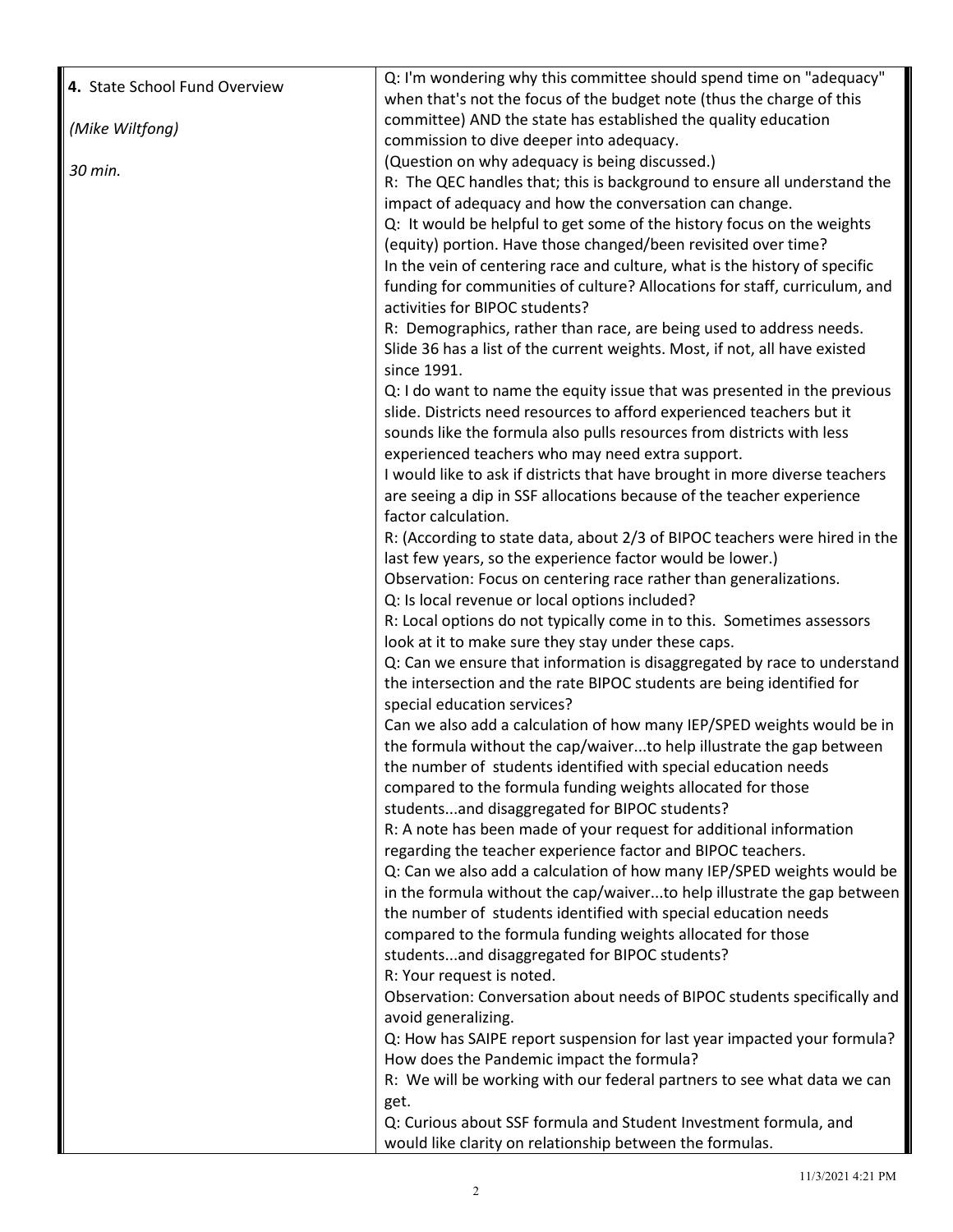| | |
|---|---|
| **4.** State School Fund Overview<br><br>*(Mike Wiltfong)*<br><br>*30 min.* | Q: I'm wondering why this committee should spend time on "adequacy" when that's not the focus of the budget note (thus the charge of this committee) AND the state has established the quality education commission to dive deeper into adequacy.<br>(Question on why adequacy is being discussed.)<br>R: The QEC handles that; this is background to ensure all understand the impact of adequacy and how the conversation can change.<br>Q: It would be helpful to get some of the history focus on the weights (equity) portion. Have those changed/been revisited over time?<br>In the vein of centering race and culture, what is the history of specific funding for communities of culture? Allocations for staff, curriculum, and activities for BIPOC students?<br>R: Demographics, rather than race, are being used to address needs. Slide 36 has a list of the current weights. Most, if not, all have existed since 1991.<br>Q: I do want to name the equity issue that was presented in the previous slide. Districts need resources to afford experienced teachers but it sounds like the formula also pulls resources from districts with less experienced teachers who may need extra support.<br>I would like to ask if districts that have brought in more diverse teachers are seeing a dip in SSF allocations because of the teacher experience factor calculation.<br>R: (According to state data, about 2/3 of BIPOC teachers were hired in the last few years, so the experience factor would be lower.)<br>Observation: Focus on centering race rather than generalizations.<br>Q: Is local revenue or local options included?<br>R: Local options do not typically come in to this. Sometimes assessors look at it to make sure they stay under these caps.<br>Q: Can we ensure that information is disaggregated by race to understand the intersection and the rate BIPOC students are being identified for special education services?<br>Can we also add a calculation of how many IEP/SPED weights would be in the formula without the cap/waiver...to help illustrate the gap between the number of students identified with special education needs compared to the formula funding weights allocated for those students...and disaggregated for BIPOC students?<br>R: A note has been made of your request for additional information regarding the teacher experience factor and BIPOC teachers.<br>Q: Can we also add a calculation of how many IEP/SPED weights would be in the formula without the cap/waiver...to help illustrate the gap between the number of students identified with special education needs compared to the formula funding weights allocated for those students...and disaggregated for BIPOC students?<br>R: Your request is noted.<br>Observation: Conversation about needs of BIPOC students specifically and avoid generalizing.<br>Q: How has SAIPE report suspension for last year impacted your formula? How does the Pandemic impact the formula?<br>R: We will be working with our federal partners to see what data we can get.<br>Q: Curious about SSF formula and Student Investment formula, and would like clarity on relationship between the formulas. |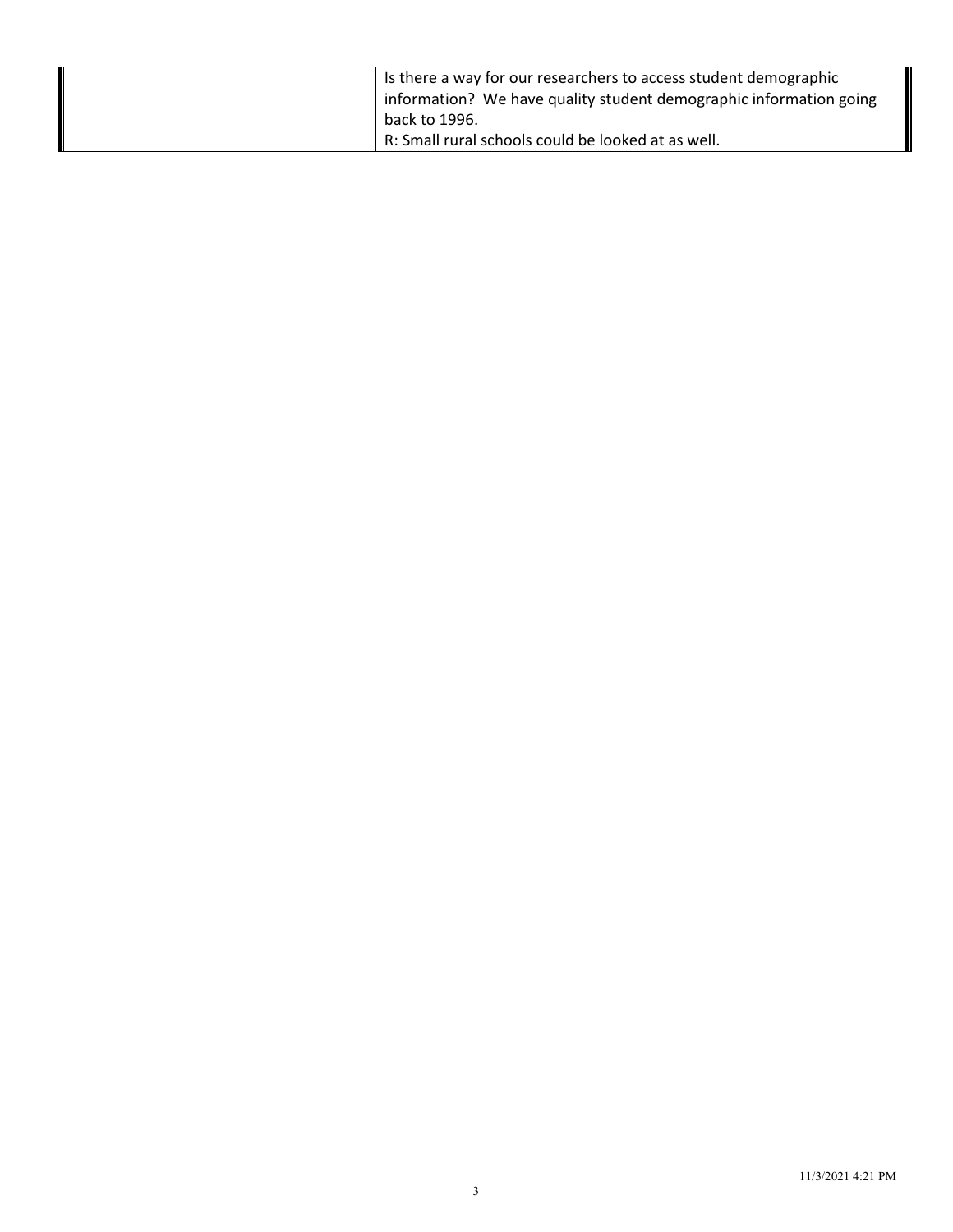| | |
|---|---|
| | Is there a way for our researchers to access student demographic information? We have quality student demographic information going back to 1996.<br>R: Small rural schools could be looked at as well. |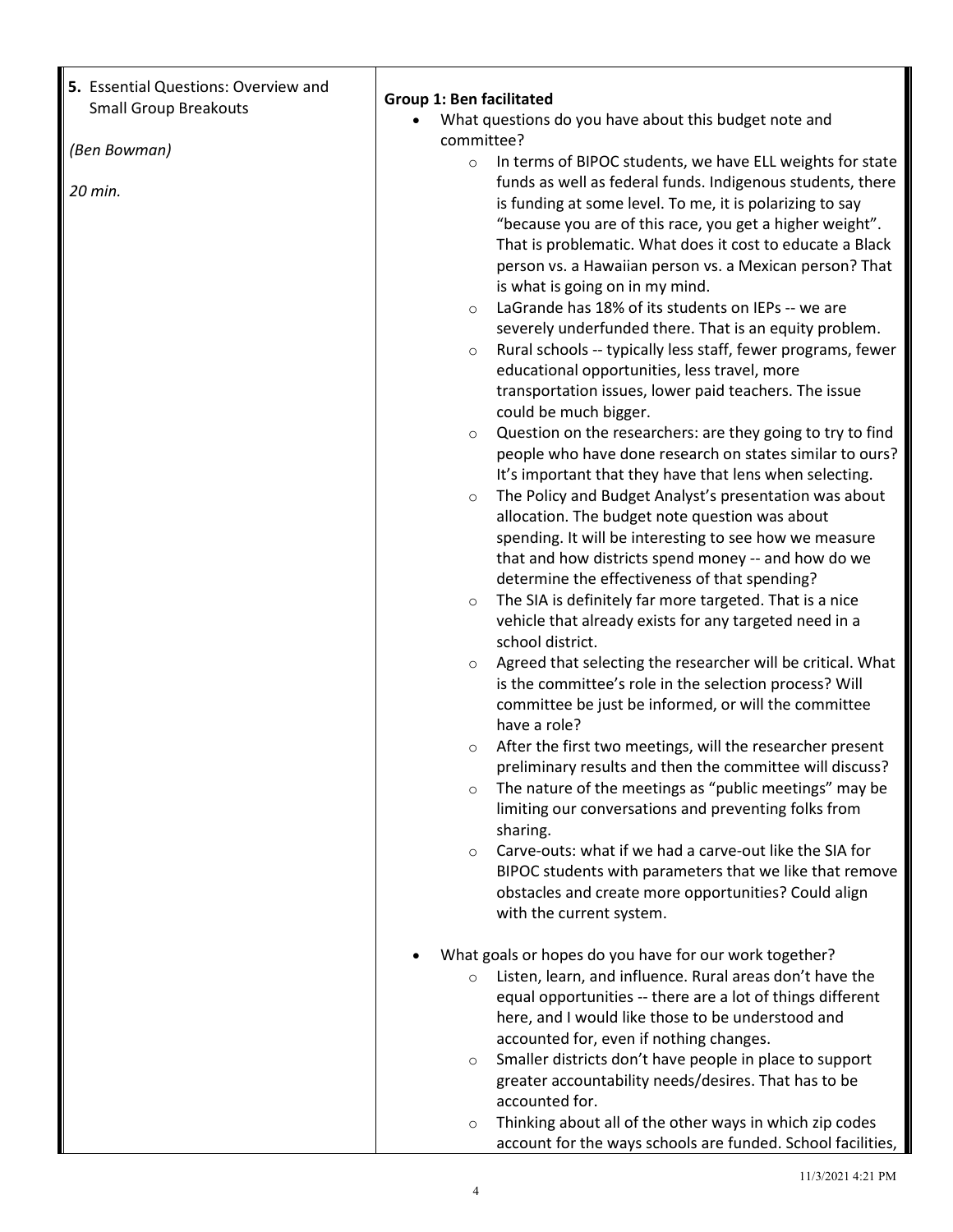| **5.** Essential Questions: Overview and Small Group Breakouts<br><br>*(Ben Bowman)*<br><br>*20 min.* | **Group 1: Ben facilitated**<br>• What questions do you have about this budget note and committee?<br>  ○ In terms of BIPOC students, we have ELL weights for state funds as well as federal funds. Indigenous students, there is funding at some level. To me, it is polarizing to say "because you are of this race, you get a higher weight". That is problematic. What does it cost to educate a Black person vs. a Hawaiian person vs. a Mexican person? That is what is going on in my mind.<br>  ○ LaGrande has 18% of its students on IEPs -- we are severely underfunded there. That is an equity problem.<br>  ○ Rural schools -- typically less staff, fewer programs, fewer educational opportunities, less travel, more transportation issues, lower paid teachers. The issue could be much bigger.<br>  ○ Question on the researchers: are they going to try to find people who have done research on states similar to ours? It's important that they have that lens when selecting.<br>  ○ The Policy and Budget Analyst's presentation was about allocation. The budget note question was about spending. It will be interesting to see how we measure that and how districts spend money -- and how do we determine the effectiveness of that spending?<br>  ○ The SIA is definitely far more targeted. That is a nice vehicle that already exists for any targeted need in a school district.<br>  ○ Agreed that selecting the researcher will be critical. What is the committee's role in the selection process? Will committee be just be informed, or will the committee have a role?<br>  ○ After the first two meetings, will the researcher present preliminary results and then the committee will discuss?<br>  ○ The nature of the meetings as "public meetings" may be limiting our conversations and preventing folks from sharing.<br>  ○ Carve-outs: what if we had a carve-out like the SIA for BIPOC students with parameters that we like that remove obstacles and create more opportunities? Could align with the current system.<br><br>• What goals or hopes do you have for our work together?<br>  ○ Listen, learn, and influence. Rural areas don't have the equal opportunities -- there are a lot of things different here, and I would like those to be understood and accounted for, even if nothing changes.<br>  ○ Smaller districts don't have people in place to support greater accountability needs/desires. That has to be accounted for.<br>  ○ Thinking about all of the other ways in which zip codes account for the ways schools are funded. School facilities, |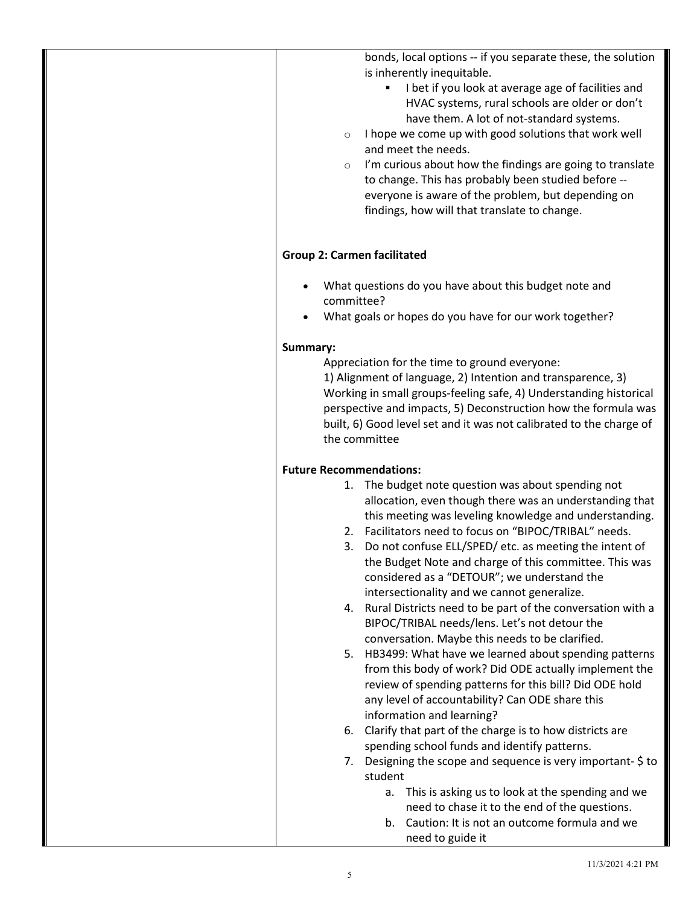bonds, local options -- if you separate these, the solution is inherently inequitable.

- I bet if you look at average age of facilities and HVAC systems, rural schools are older or don't have them. A lot of not-standard systems.

- I hope we come up with good solutions that work well and meet the needs.
- I'm curious about how the findings are going to translate to change. This has probably been studied before -- everyone is aware of the problem, but depending on findings, how will that translate to change.

**Group 2: Carmen facilitated**

- What questions do you have about this budget note and committee?
- What goals or hopes do you have for our work together?

**Summary:**

Appreciation for the time to ground everyone:
1) Alignment of language, 2) Intention and transparence, 3) Working in small groups-feeling safe, 4) Understanding historical perspective and impacts, 5) Deconstruction how the formula was built, 6) Good level set and it was not calibrated to the charge of the committee

**Future Recommendations:**

1. The budget note question was about spending not allocation, even though there was an understanding that this meeting was leveling knowledge and understanding.
2. Facilitators need to focus on "BIPOC/TRIBAL" needs.
3. Do not confuse ELL/SPED/ etc. as meeting the intent of the Budget Note and charge of this committee. This was considered as a "DETOUR"; we understand the intersectionality and we cannot generalize.
4. Rural Districts need to be part of the conversation with a BIPOC/TRIBAL needs/lens. Let's not detour the conversation. Maybe this needs to be clarified.
5. HB3499: What have we learned about spending patterns from this body of work? Did ODE actually implement the review of spending patterns for this bill? Did ODE hold any level of accountability? Can ODE share this information and learning?
6. Clarify that part of the charge is to how districts are spending school funds and identify patterns.
7. Designing the scope and sequence is very important- $ to student
   a. This is asking us to look at the spending and we need to chase it to the end of the questions.
   b. Caution: It is not an outcome formula and we need to guide it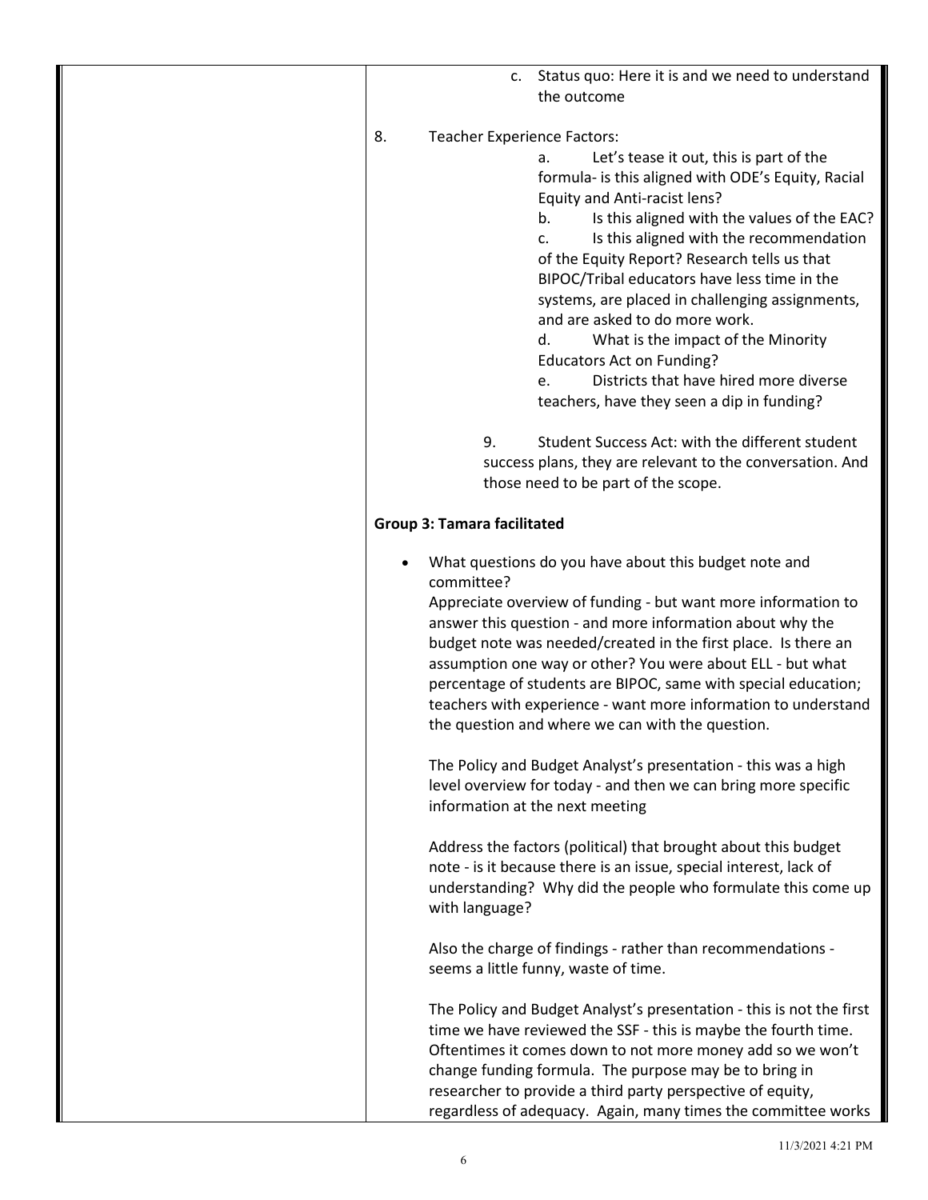c. Status quo: Here it is and we need to understand the outcome

8. Teacher Experience Factors:
   a. Let's tease it out, this is part of the formula- is this aligned with ODE's Equity, Racial Equity and Anti-racist lens?
   b. Is this aligned with the values of the EAC?
   c. Is this aligned with the recommendation of the Equity Report? Research tells us that BIPOC/Tribal educators have less time in the systems, are placed in challenging assignments, and are asked to do more work.
   d. What is the impact of the Minority Educators Act on Funding?
   e. Districts that have hired more diverse teachers, have they seen a dip in funding?

9. Student Success Act: with the different student success plans, they are relevant to the conversation. And those need to be part of the scope.

**Group 3: Tamara facilitated**

- What questions do you have about this budget note and committee?

  Appreciate overview of funding - but want more information to answer this question - and more information about why the budget note was needed/created in the first place. Is there an assumption one way or other? You were about ELL - but what percentage of students are BIPOC, same with special education; teachers with experience - want more information to understand the question and where we can with the question.

  The Policy and Budget Analyst's presentation - this was a high level overview for today - and then we can bring more specific information at the next meeting

  Address the factors (political) that brought about this budget note - is it because there is an issue, special interest, lack of understanding? Why did the people who formulate this come up with language?

  Also the charge of findings - rather than recommendations - seems a little funny, waste of time.

  The Policy and Budget Analyst's presentation - this is not the first time we have reviewed the SSF - this is maybe the fourth time. Oftentimes it comes down to not more money add so we won't change funding formula. The purpose may be to bring in researcher to provide a third party perspective of equity, regardless of adequacy. Again, many times the committee works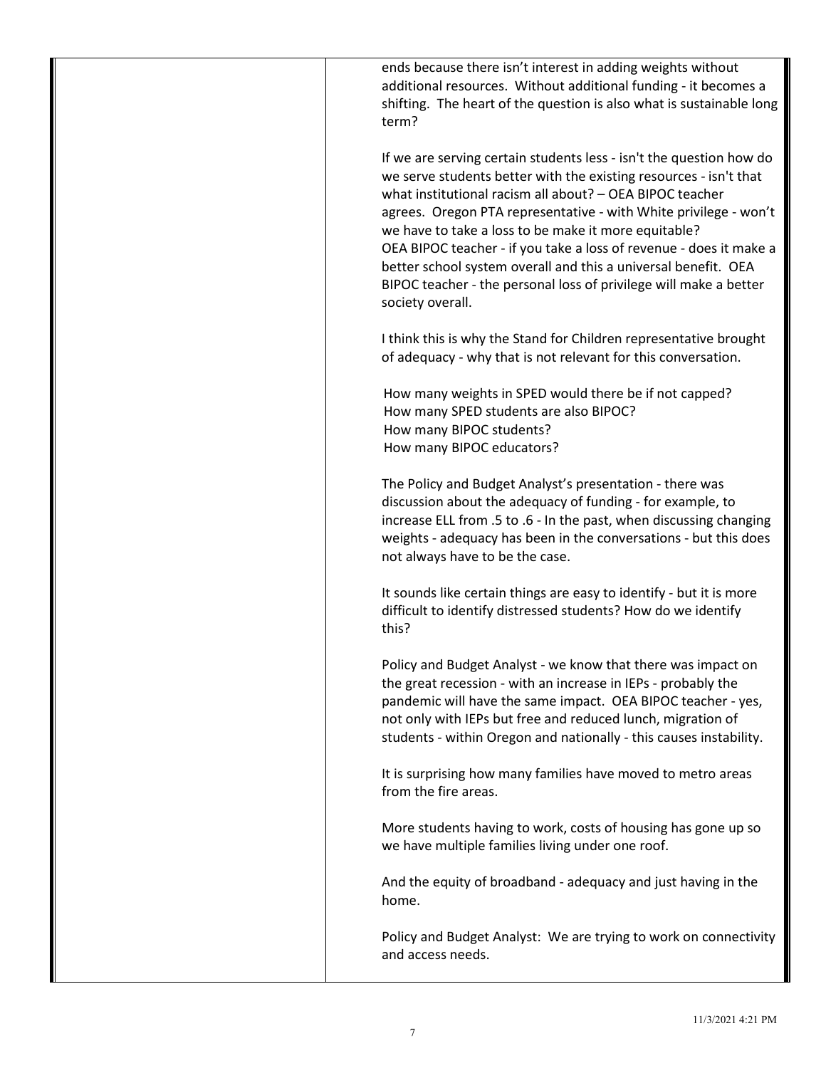ends because there isn't interest in adding weights without additional resources. Without additional funding - it becomes a shifting. The heart of the question is also what is sustainable long term?

If we are serving certain students less - isn't the question how do we serve students better with the existing resources - isn't that what institutional racism all about? – OEA BIPOC teacher agrees. Oregon PTA representative - with White privilege - won't we have to take a loss to be make it more equitable? OEA BIPOC teacher - if you take a loss of revenue - does it make a better school system overall and this a universal benefit. OEA BIPOC teacher - the personal loss of privilege will make a better society overall.

I think this is why the Stand for Children representative brought of adequacy - why that is not relevant for this conversation.

How many weights in SPED would there be if not capped?
How many SPED students are also BIPOC?
How many BIPOC students?
How many BIPOC educators?

The Policy and Budget Analyst's presentation - there was discussion about the adequacy of funding - for example, to increase ELL from .5 to .6 - In the past, when discussing changing weights - adequacy has been in the conversations - but this does not always have to be the case.

It sounds like certain things are easy to identify - but it is more difficult to identify distressed students? How do we identify this?

Policy and Budget Analyst - we know that there was impact on the great recession - with an increase in IEPs - probably the pandemic will have the same impact. OEA BIPOC teacher - yes, not only with IEPs but free and reduced lunch, migration of students - within Oregon and nationally - this causes instability.

It is surprising how many families have moved to metro areas from the fire areas.

More students having to work, costs of housing has gone up so we have multiple families living under one roof.

And the equity of broadband - adequacy and just having in the home.

Policy and Budget Analyst: We are trying to work on connectivity and access needs.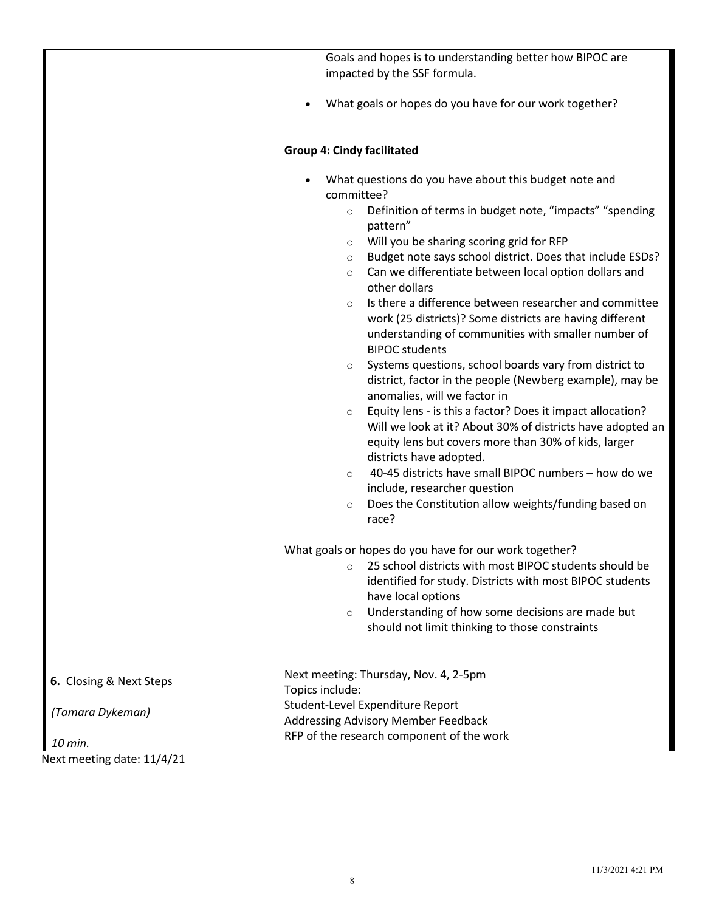| | |
|---|---|
| | Goals and hopes is to understanding better how BIPOC are impacted by the SSF formula.<br><br>• What goals or hopes do you have for our work together?<br><br>**Group 4: Cindy facilitated**<br><br>• What questions do you have about this budget note and committee?<br>  ○ Definition of terms in budget note, "impacts" "spending pattern"<br>  ○ Will you be sharing scoring grid for RFP<br>  ○ Budget note says school district. Does that include ESDs?<br>  ○ Can we differentiate between local option dollars and other dollars<br>  ○ Is there a difference between researcher and committee work (25 districts)? Some districts are having different understanding of communities with smaller number of BIPOC students<br>  ○ Systems questions, school boards vary from district to district, factor in the people (Newberg example), may be anomalies, will we factor in<br>  ○ Equity lens - is this a factor? Does it impact allocation? Will we look at it? About 30% of districts have adopted an equity lens but covers more than 30% of kids, larger districts have adopted.<br>  ○ 40-45 districts have small BIPOC numbers – how do we include, researcher question<br>  ○ Does the Constitution allow weights/funding based on race?<br><br>What goals or hopes do you have for our work together?<br>  ○ 25 school districts with most BIPOC students should be identified for study. Districts with most BIPOC students have local options<br>  ○ Understanding of how some decisions are made but should not limit thinking to those constraints |
| **6.** Closing & Next Steps<br><br>*(Tamara Dykeman)*<br><br>*10 min.* | Next meeting: Thursday, Nov. 4, 2-5pm<br>Topics include:<br>Student-Level Expenditure Report<br>Addressing Advisory Member Feedback<br>RFP of the research component of the work |

Next meeting date: 11/4/21